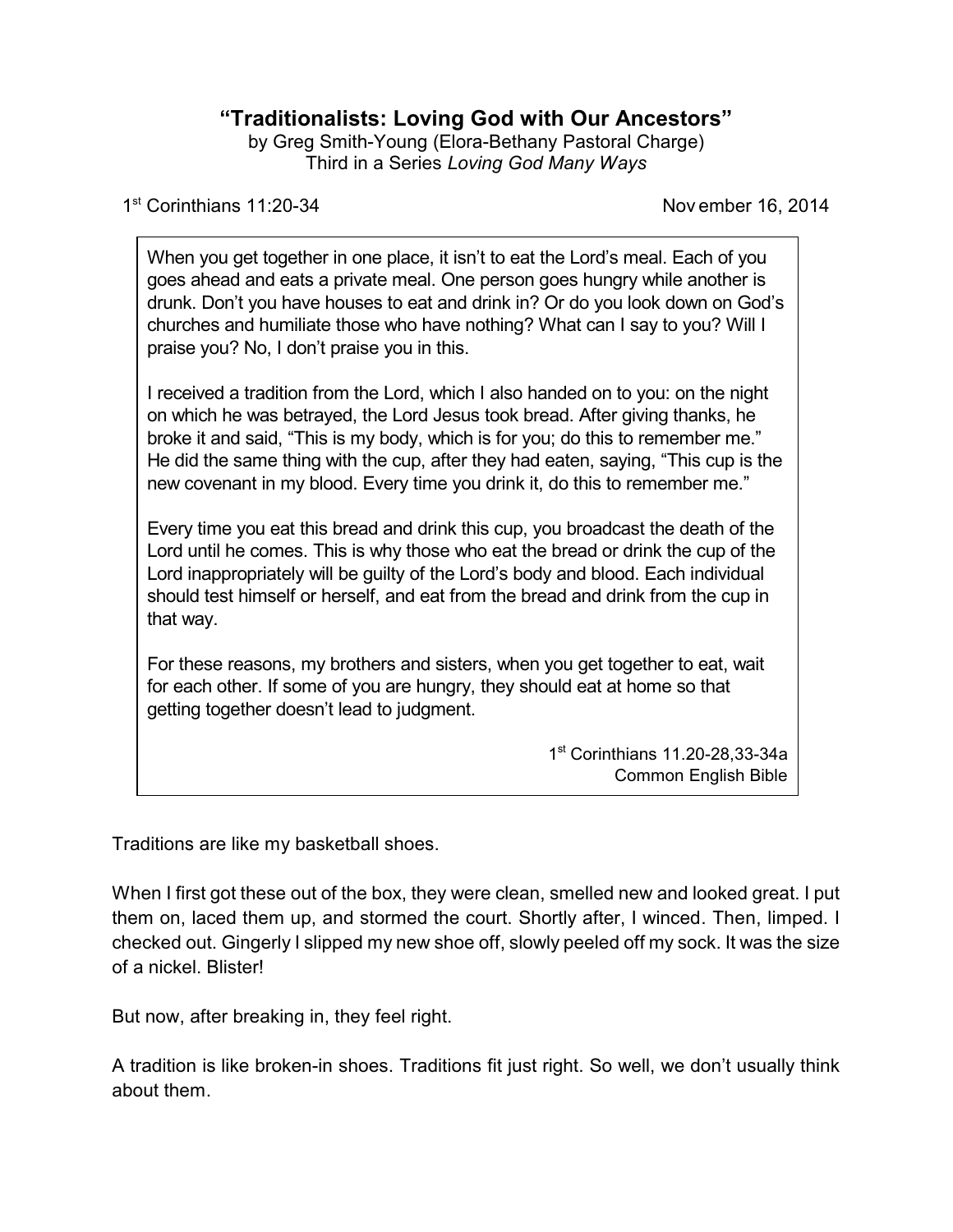# "Traditionalists: Loving God with Our Ancestors"

by Greg Smith-Young (Elora-Bethany Pastoral Charge)
Third in a Series *Loving God Many Ways*

1st Corinthians 11:20-34 November 16, 2014

> When you get together in one place, it isn't to eat the Lord's meal. Each of you goes ahead and eats a private meal. One person goes hungry while another is drunk. Don't you have houses to eat and drink in? Or do you look down on God's churches and humiliate those who have nothing? What can I say to you? Will I praise you? No, I don't praise you in this.
>
> I received a tradition from the Lord, which I also handed on to you: on the night on which he was betrayed, the Lord Jesus took bread. After giving thanks, he broke it and said, "This is my body, which is for you; do this to remember me." He did the same thing with the cup, after they had eaten, saying, "This cup is the new covenant in my blood. Every time you drink it, do this to remember me."
>
> Every time you eat this bread and drink this cup, you broadcast the death of the Lord until he comes. This is why those who eat the bread or drink the cup of the Lord inappropriately will be guilty of the Lord's body and blood. Each individual should test himself or herself, and eat from the bread and drink from the cup in that way.
>
> For these reasons, my brothers and sisters, when you get together to eat, wait for each other. If some of you are hungry, they should eat at home so that getting together doesn't lead to judgment.
>
> 1st Corinthians 11.20-28,33-34a
> Common English Bible

Traditions are like my basketball shoes.

When I first got these out of the box, they were clean, smelled new and looked great. I put them on, laced them up, and stormed the court. Shortly after, I winced. Then, limped. I checked out. Gingerly I slipped my new shoe off, slowly peeled off my sock. It was the size of a nickel. Blister!

But now, after breaking in, they feel right.

A tradition is like broken-in shoes. Traditions fit just right. So well, we don't usually think about them.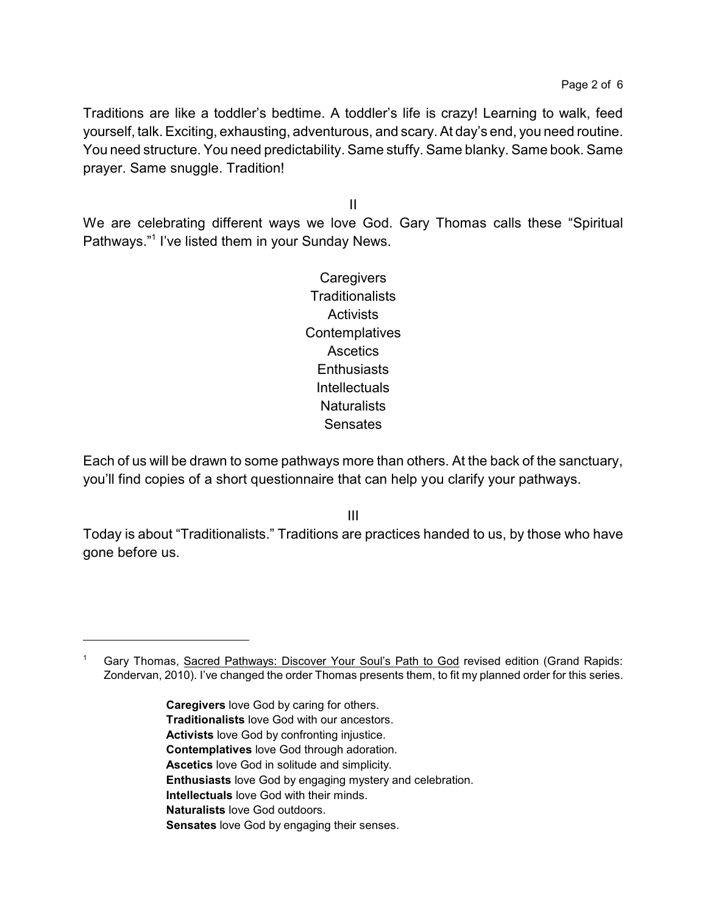Traditions are like a toddler's bedtime. A toddler's life is crazy! Learning to walk, feed yourself, talk. Exciting, exhausting, adventurous, and scary. At day's end, you need routine. You need structure. You need predictability. Same stuffy. Same blanky. Same book. Same prayer. Same snuggle. Tradition!

II

We are celebrating different ways we love God. Gary Thomas calls these "Spiritual Pathways."[1] I've listed them in your Sunday News.

Caregivers
Traditionalists
Activists
Contemplatives
Ascetics
Enthusiasts
Intellectuals
Naturalists
Sensates

Each of us will be drawn to some pathways more than others. At the back of the sanctuary, you'll find copies of a short questionnaire that can help you clarify your pathways.

III

Today is about "Traditionalists." Traditions are practices handed to us, by those who have gone before us.

---

[1] Gary Thomas, Sacred Pathways: Discover Your Soul's Path to God revised edition (Grand Rapids: Zondervan, 2010). I've changed the order Thomas presents them, to fit my planned order for this series.

**Caregivers** love God by caring for others.
**Traditionalists** love God with our ancestors.
**Activists** love God by confronting injustice.
**Contemplatives** love God through adoration.
**Ascetics** love God in solitude and simplicity.
**Enthusiasts** love God by engaging mystery and celebration.
**Intellectuals** love God with their minds.
**Naturalists** love God outdoors.
**Sensates** love God by engaging their senses.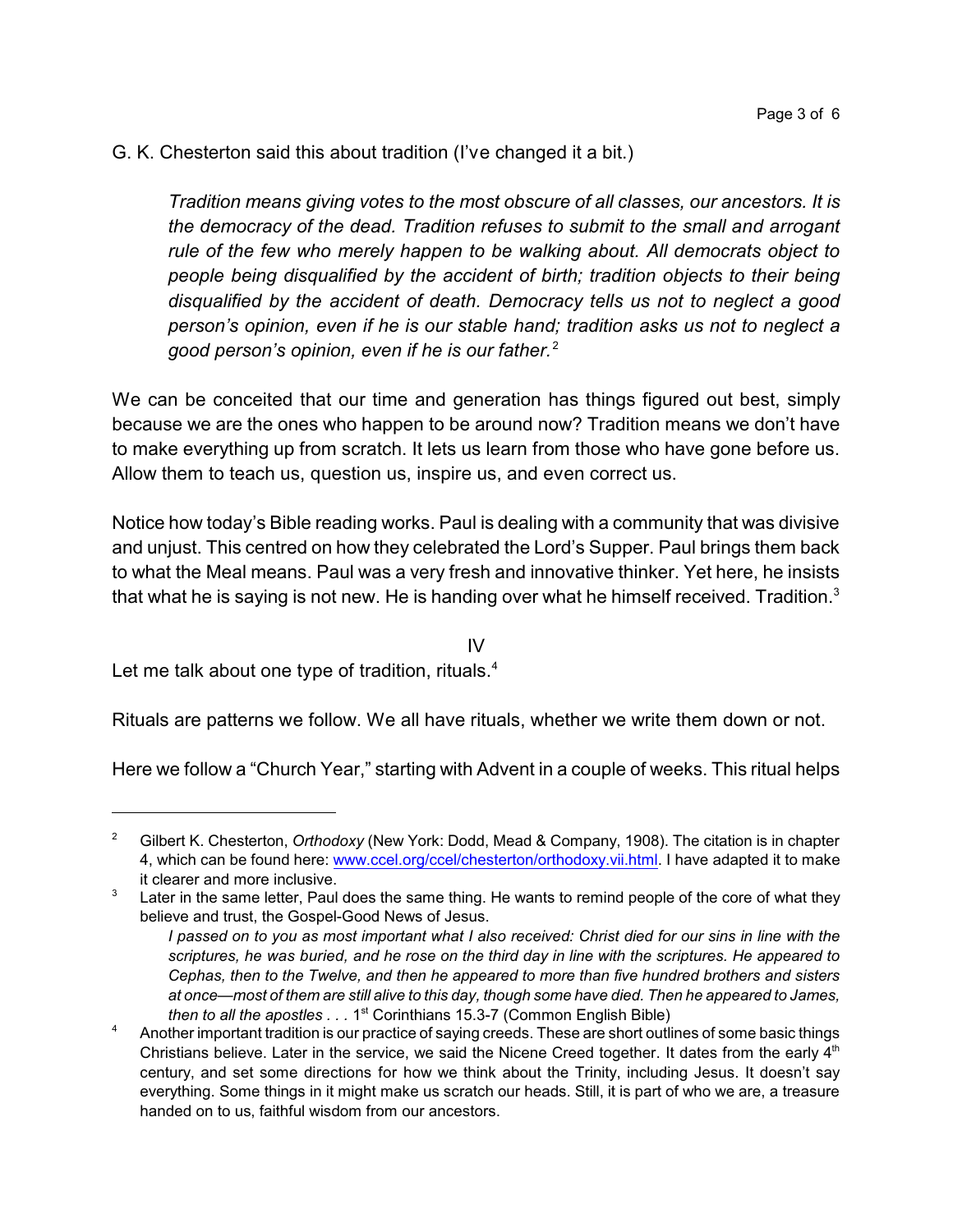G. K. Chesterton said this about tradition (I've changed it a bit.)

> *Tradition means giving votes to the most obscure of all classes, our ancestors. It is the democracy of the dead. Tradition refuses to submit to the small and arrogant rule of the few who merely happen to be walking about. All democrats object to people being disqualified by the accident of birth; tradition objects to their being disqualified by the accident of death. Democracy tells us not to neglect a good person's opinion, even if he is our stable hand; tradition asks us not to neglect a good person's opinion, even if he is our father.*[2]

We can be conceited that our time and generation has things figured out best, simply because we are the ones who happen to be around now? Tradition means we don't have to make everything up from scratch. It lets us learn from those who have gone before us. Allow them to teach us, question us, inspire us, and even correct us.

Notice how today's Bible reading works. Paul is dealing with a community that was divisive and unjust. This centred on how they celebrated the Lord's Supper. Paul brings them back to what the Meal means. Paul was a very fresh and innovative thinker. Yet here, he insists that what he is saying is not new. He is handing over what he himself received. Tradition.[3]

## IV

Let me talk about one type of tradition, rituals.[4]

Rituals are patterns we follow. We all have rituals, whether we write them down or not.

Here we follow a "Church Year," starting with Advent in a couple of weeks. This ritual helps

---

[2] Gilbert K. Chesterton, *Orthodoxy* (New York: Dodd, Mead & Company, 1908). The citation is in chapter 4, which can be found here: [www.ccel.org/ccel/chesterton/orthodoxy.vii.html](http://www.ccel.org/ccel/chesterton/orthodoxy.vii.html). I have adapted it to make it clearer and more inclusive.

[3] Later in the same letter, Paul does the same thing. He wants to remind people of the core of what they believe and trust, the Gospel-Good News of Jesus.

> *I passed on to you as most important what I also received: Christ died for our sins in line with the scriptures, he was buried, and he rose on the third day in line with the scriptures. He appeared to Cephas, then to the Twelve, and then he appeared to more than five hundred brothers and sisters at once—most of them are still alive to this day, though some have died. Then he appeared to James, then to all the apostles . . .* 1st Corinthians 15.3-7 (Common English Bible)

[4] Another important tradition is our practice of saying creeds. These are short outlines of some basic things Christians believe. Later in the service, we said the Nicene Creed together. It dates from the early 4th century, and set some directions for how we think about the Trinity, including Jesus. It doesn't say everything. Some things in it might make us scratch our heads. Still, it is part of who we are, a treasure handed on to us, faithful wisdom from our ancestors.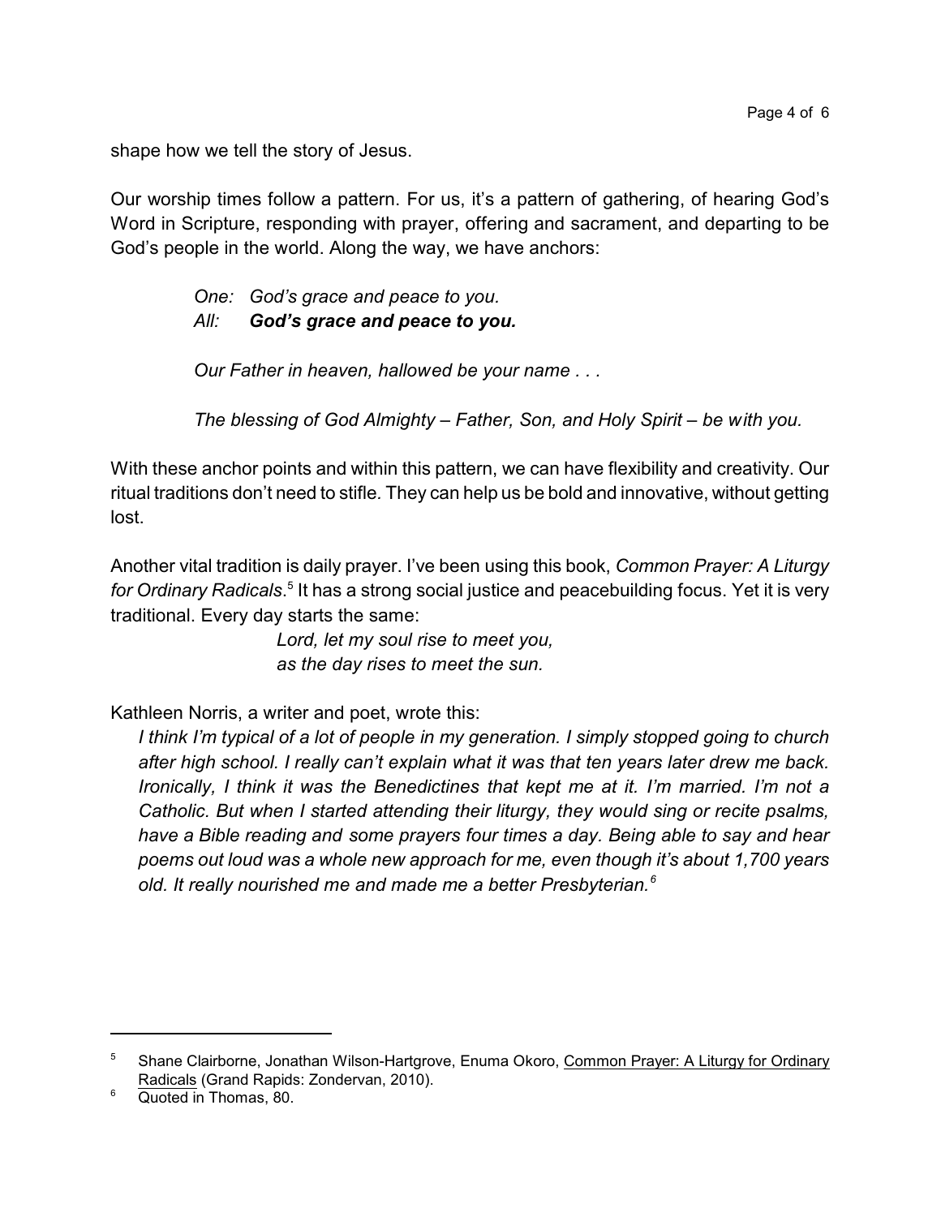shape how we tell the story of Jesus.

Our worship times follow a pattern. For us, it's a pattern of gathering, of hearing God's Word in Scripture, responding with prayer, offering and sacrament, and departing to be God's people in the world. Along the way, we have anchors:

> *One: God's grace and peace to you.*
> *All: **God's grace and peace to you.***
>
> *Our Father in heaven, hallowed be your name . . .*
>
> *The blessing of God Almighty – Father, Son, and Holy Spirit – be with you.*

With these anchor points and within this pattern, we can have flexibility and creativity. Our ritual traditions don't need to stifle. They can help us be bold and innovative, without getting lost.

Another vital tradition is daily prayer. I've been using this book, *Common Prayer: A Liturgy for Ordinary Radicals*.[5] It has a strong social justice and peacebuilding focus. Yet it is very traditional. Every day starts the same:

> *Lord, let my soul rise to meet you,*
> *as the day rises to meet the sun.*

Kathleen Norris, a writer and poet, wrote this:

> *I think I'm typical of a lot of people in my generation. I simply stopped going to church after high school. I really can't explain what it was that ten years later drew me back. Ironically, I think it was the Benedictines that kept me at it. I'm married. I'm not a Catholic. But when I started attending their liturgy, they would sing or recite psalms, have a Bible reading and some prayers four times a day. Being able to say and hear poems out loud was a whole new approach for me, even though it's about 1,700 years old. It really nourished me and made me a better Presbyterian.*[6]

---

[5] Shane Clairborne, Jonathan Wilson-Hartgrove, Enuma Okoro, Common Prayer: A Liturgy for Ordinary Radicals (Grand Rapids: Zondervan, 2010).

[6] Quoted in Thomas, 80.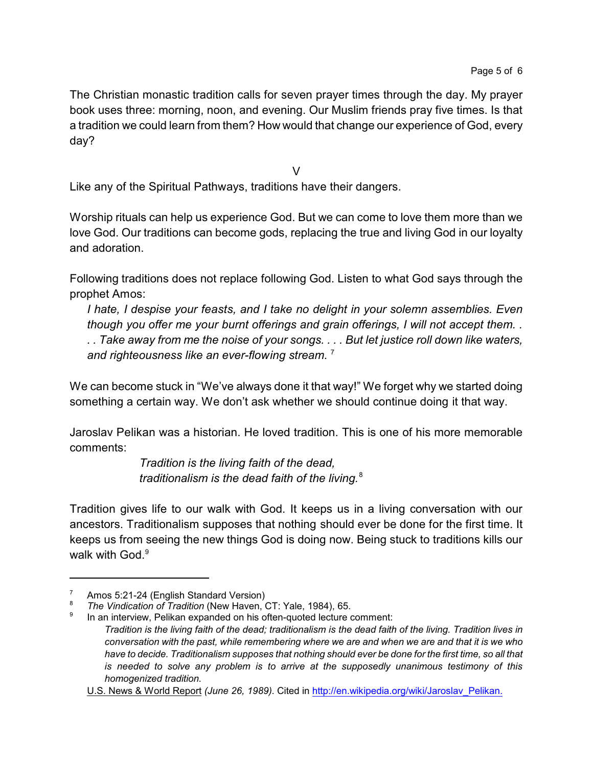The Christian monastic tradition calls for seven prayer times through the day. My prayer book uses three: morning, noon, and evening. Our Muslim friends pray five times. Is that a tradition we could learn from them? How would that change our experience of God, every day?

V

Like any of the Spiritual Pathways, traditions have their dangers.

Worship rituals can help us experience God. But we can come to love them more than we love God. Our traditions can become gods, replacing the true and living God in our loyalty and adoration.

Following traditions does not replace following God. Listen to what God says through the prophet Amos:

> *I hate, I despise your feasts, and I take no delight in your solemn assemblies. Even though you offer me your burnt offerings and grain offerings, I will not accept them. . . . Take away from me the noise of your songs. . . . But let justice roll down like waters, and righteousness like an ever-flowing stream.* [7]

We can become stuck in "We've always done it that way!" We forget why we started doing something a certain way. We don't ask whether we should continue doing it that way.

Jaroslav Pelikan was a historian. He loved tradition. This is one of his more memorable comments:

> *Tradition is the living faith of the dead,*
> *traditionalism is the dead faith of the living.*[8]

Tradition gives life to our walk with God. It keeps us in a living conversation with our ancestors. Traditionalism supposes that nothing should ever be done for the first time. It keeps us from seeing the new things God is doing now. Being stuck to traditions kills our walk with God.[9]

---

[7] Amos 5:21-24 (English Standard Version)

[8] *The Vindication of Tradition* (New Haven, CT: Yale, 1984), 65.

[9] In an interview, Pelikan expanded on his often-quoted lecture comment:

> *Tradition is the living faith of the dead; traditionalism is the dead faith of the living. Tradition lives in conversation with the past, while remembering where we are and when we are and that it is we who have to decide. Traditionalism supposes that nothing should ever be done for the first time, so all that is needed to solve any problem is to arrive at the supposedly unanimous testimony of this homogenized tradition.*

U.S. News & World Report *(June 26, 1989)*. Cited in http://en.wikipedia.org/wiki/Jaroslav_Pelikan.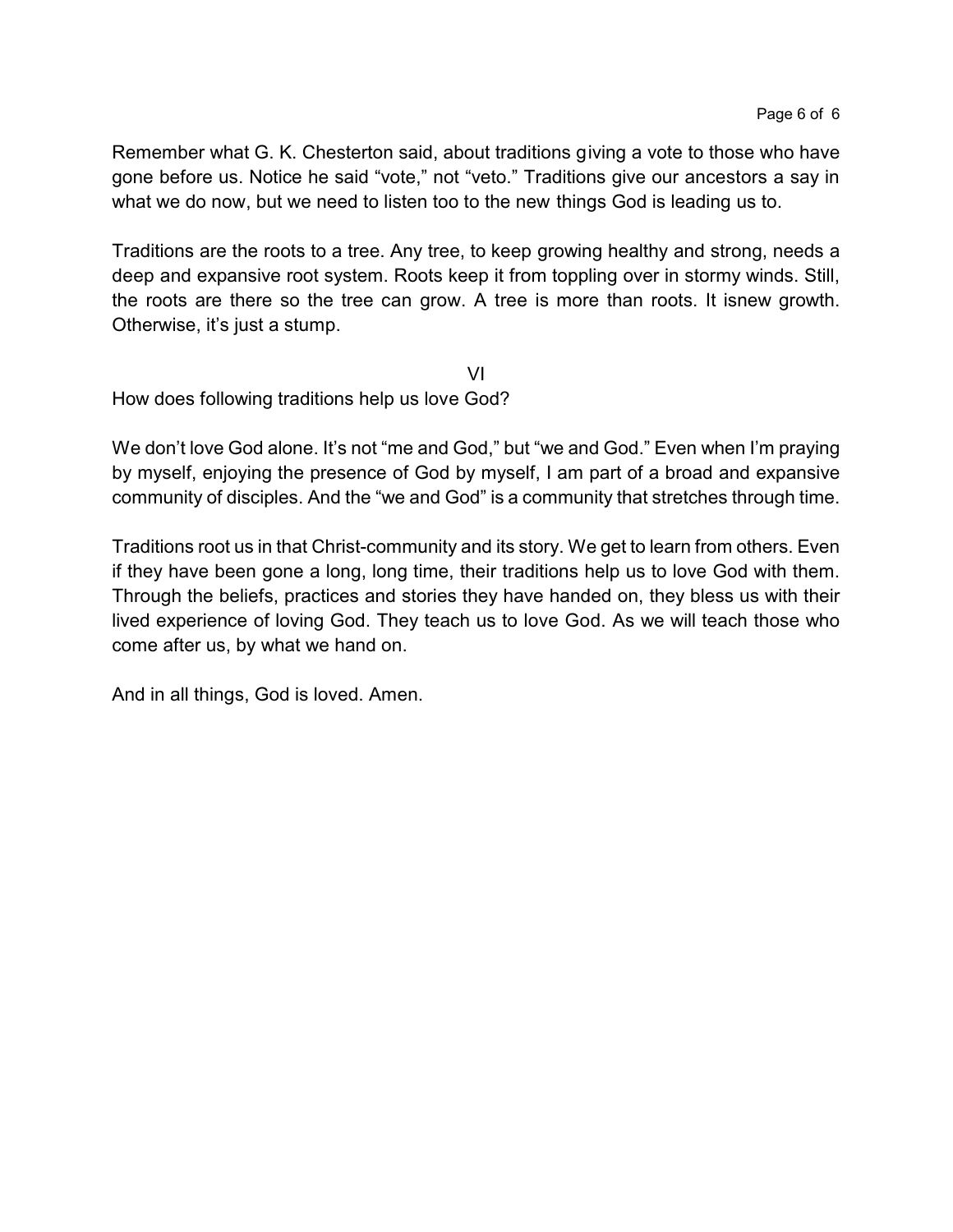Remember what G. K. Chesterton said, about traditions giving a vote to those who have gone before us. Notice he said "vote," not "veto." Traditions give our ancestors a say in what we do now, but we need to listen too to the new things God is leading us to.

Traditions are the roots to a tree. Any tree, to keep growing healthy and strong, needs a deep and expansive root system. Roots keep it from toppling over in stormy winds. Still, the roots are there so the tree can grow. A tree is more than roots. It isnew growth. Otherwise, it's just a stump.

VI

How does following traditions help us love God?

We don't love God alone. It's not "me and God," but "we and God." Even when I'm praying by myself, enjoying the presence of God by myself, I am part of a broad and expansive community of disciples. And the "we and God" is a community that stretches through time.

Traditions root us in that Christ-community and its story. We get to learn from others. Even if they have been gone a long, long time, their traditions help us to love God with them. Through the beliefs, practices and stories they have handed on, they bless us with their lived experience of loving God. They teach us to love God. As we will teach those who come after us, by what we hand on.

And in all things, God is loved. Amen.